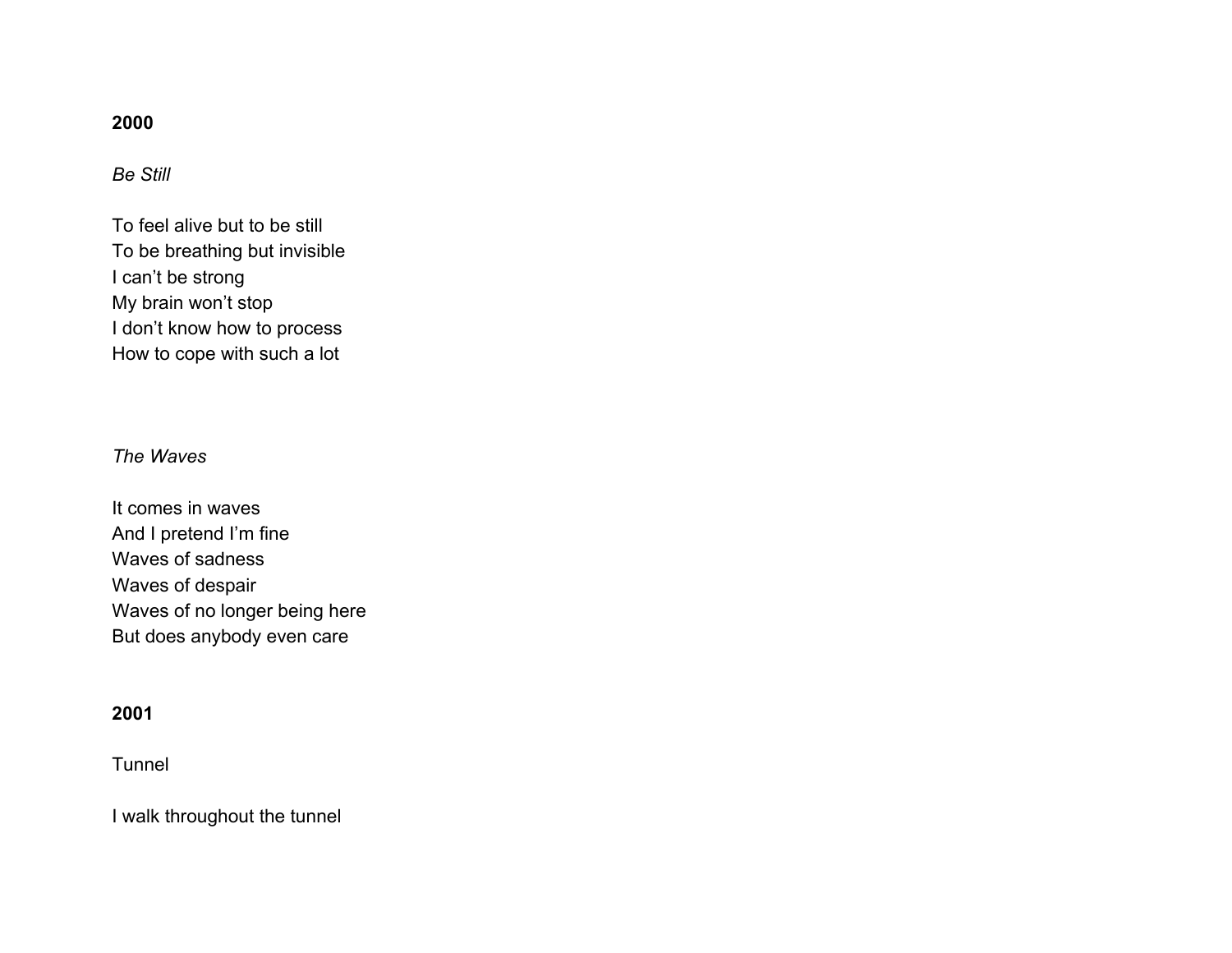**2000**

*Be Still*

To feel alive but to be still  
To be breathing but invisible  
I can't be strong  
My brain won't stop  
I don't know how to process  
How to cope with such a lot

*The Waves*

It comes in waves  
And I pretend I'm fine  
Waves of sadness  
Waves of despair  
Waves of no longer being here  
But does anybody even care

**2001**

Tunnel

I walk throughout the tunnel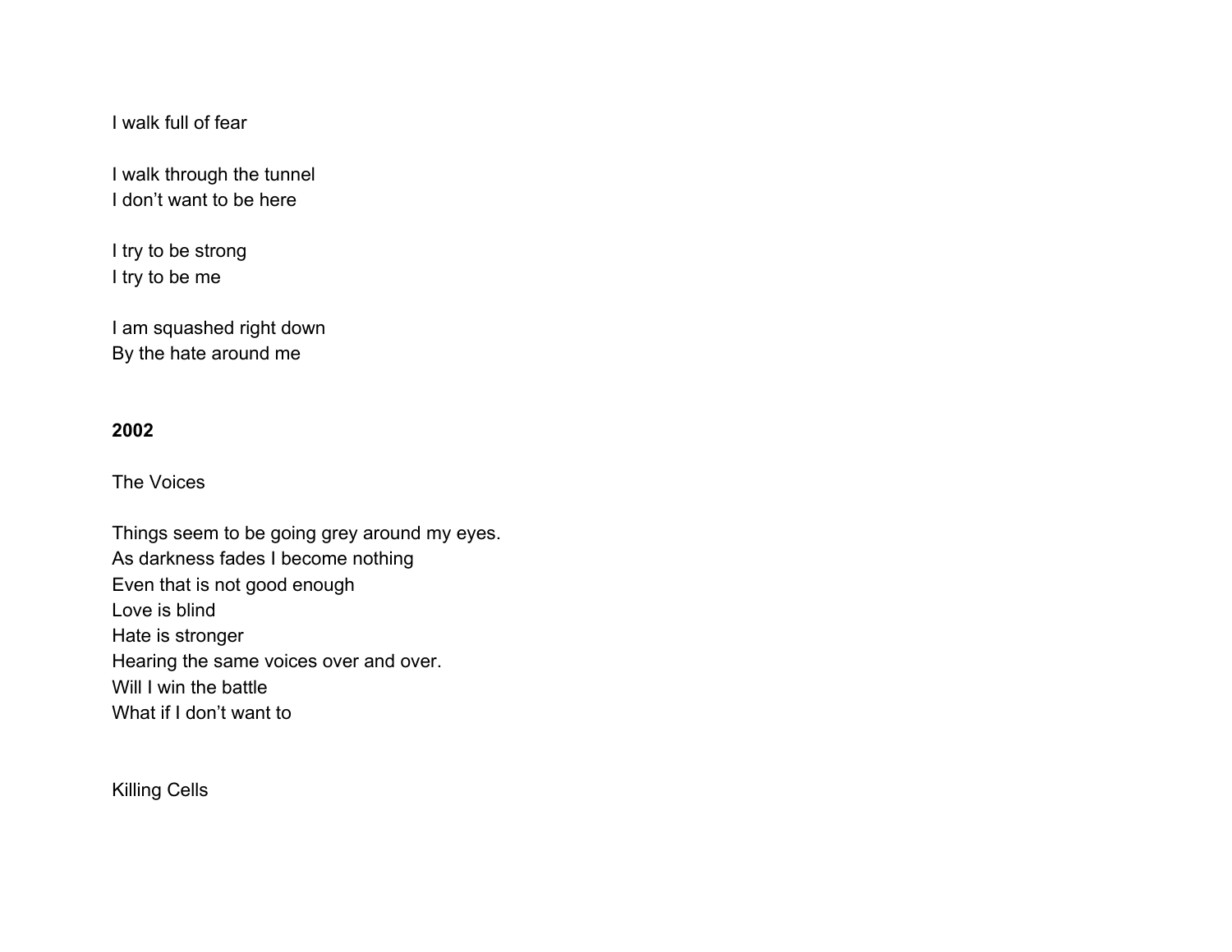I walk full of fear

I walk through the tunnel
I don't want to be here

I try to be strong
I try to be me

I am squashed right down
By the hate around me

**2002**

The Voices

Things seem to be going grey around my eyes.
As darkness fades I become nothing
Even that is not good enough
Love is blind
Hate is stronger
Hearing the same voices over and over.
Will I win the battle
What if I don't want to

Killing Cells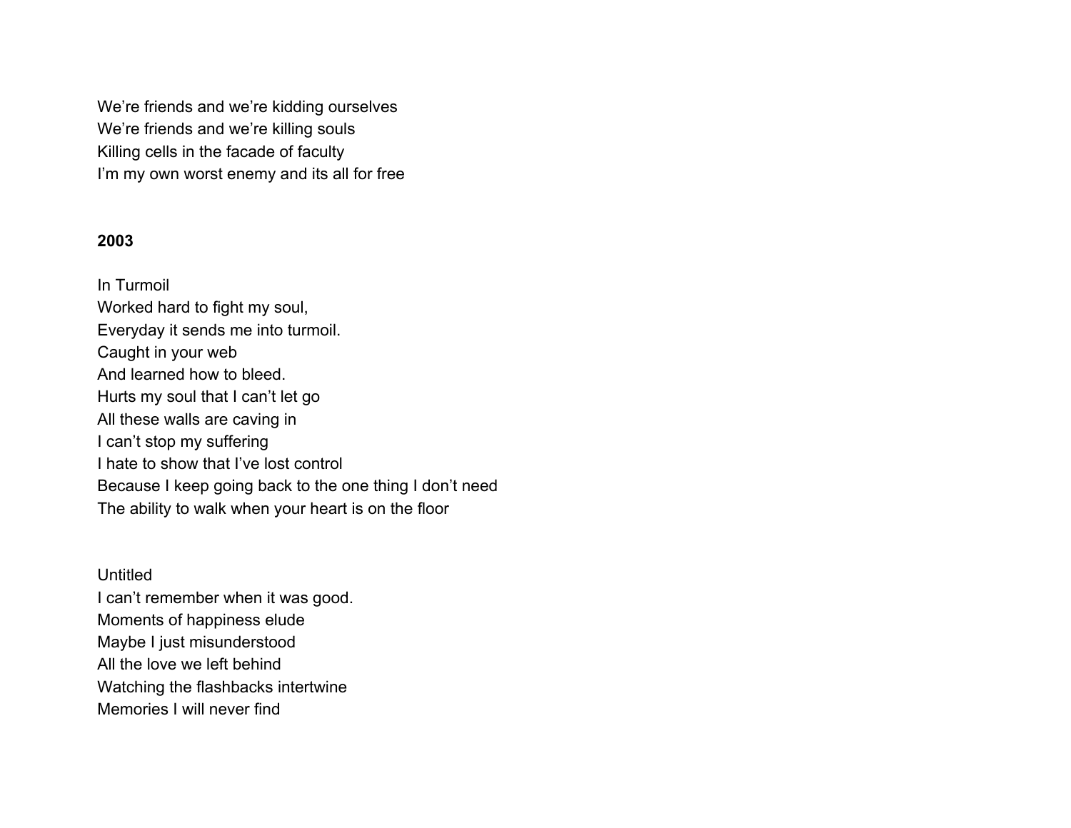We’re friends and we’re kidding ourselves  
We’re friends and we’re killing souls  
Killing cells in the facade of faculty  
I’m my own worst enemy and its all for free

**2003**

In Turmoil  
Worked hard to fight my soul,  
Everyday it sends me into turmoil.  
Caught in your web  
And learned how to bleed.  
Hurts my soul that I can’t let go  
All these walls are caving in  
I can’t stop my suffering  
I hate to show that I’ve lost control  
Because I keep going back to the one thing I don’t need  
The ability to walk when your heart is on the floor

Untitled  
I can’t remember when it was good.  
Moments of happiness elude  
Maybe I just misunderstood  
All the love we left behind  
Watching the flashbacks intertwine  
Memories I will never find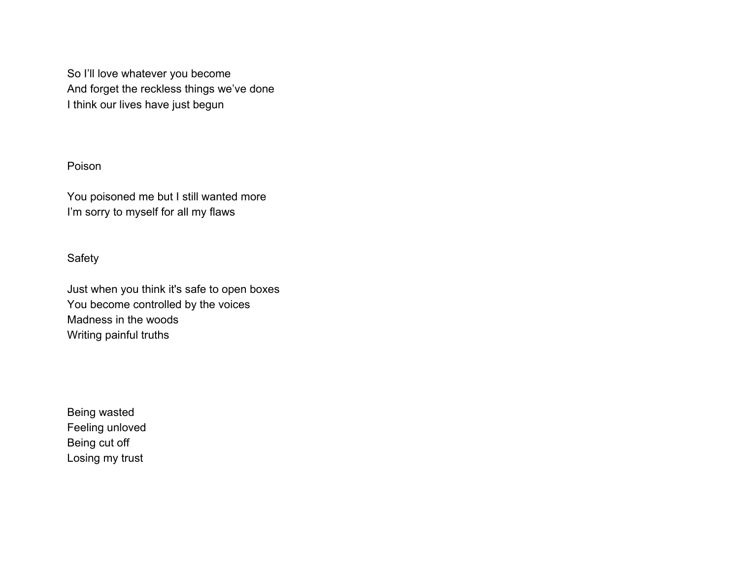So I'll love whatever you become
And forget the reckless things we've done
I think our lives have just begun

## Poison

You poisoned me but I still wanted more
I'm sorry to myself for all my flaws

## Safety

Just when you think it's safe to open boxes
You become controlled by the voices
Madness in the woods
Writing painful truths

Being wasted
Feeling unloved
Being cut off
Losing my trust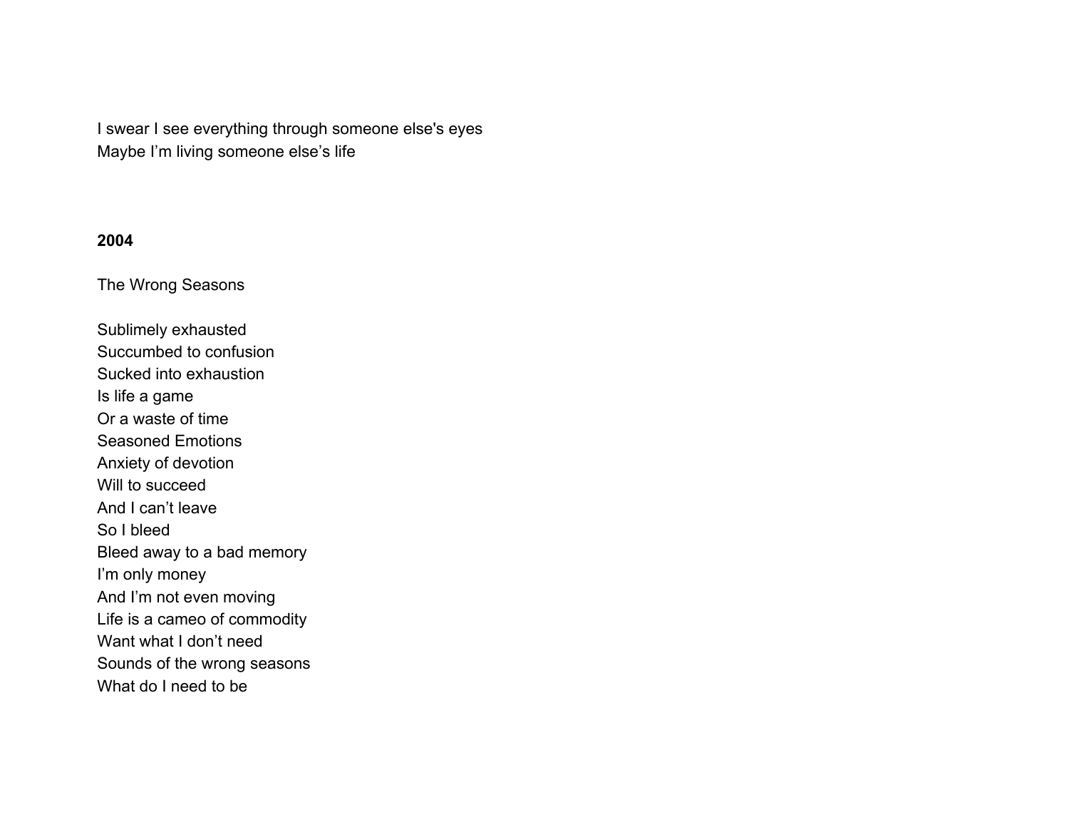I swear I see everything through someone else's eyes
Maybe I'm living someone else's life

**2004**

The Wrong Seasons

Sublimely exhausted
Succumbed to confusion
Sucked into exhaustion
Is life a game
Or a waste of time
Seasoned Emotions
Anxiety of devotion
Will to succeed
And I can't leave
So I bleed
Bleed away to a bad memory
I'm only money
And I'm not even moving
Life is a cameo of commodity
Want what I don't need
Sounds of the wrong seasons
What do I need to be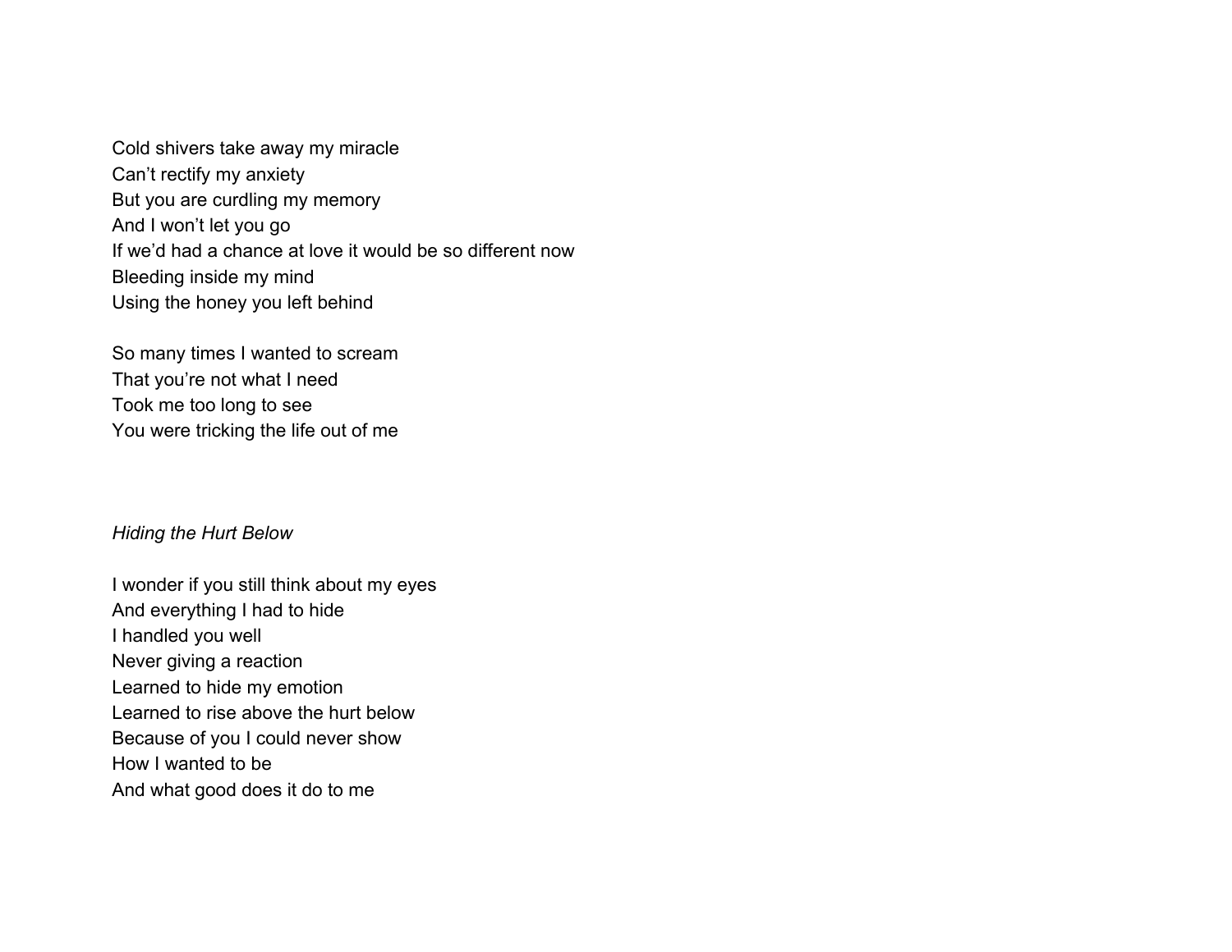Cold shivers take away my miracle  
Can't rectify my anxiety  
But you are curdling my memory  
And I won't let you go  
If we'd had a chance at love it would be so different now  
Bleeding inside my mind  
Using the honey you left behind

So many times I wanted to scream  
That you're not what I need  
Took me too long to see  
You were tricking the life out of me

*Hiding the Hurt Below*

I wonder if you still think about my eyes  
And everything I had to hide  
I handled you well  
Never giving a reaction  
Learned to hide my emotion  
Learned to rise above the hurt below  
Because of you I could never show  
How I wanted to be  
And what good does it do to me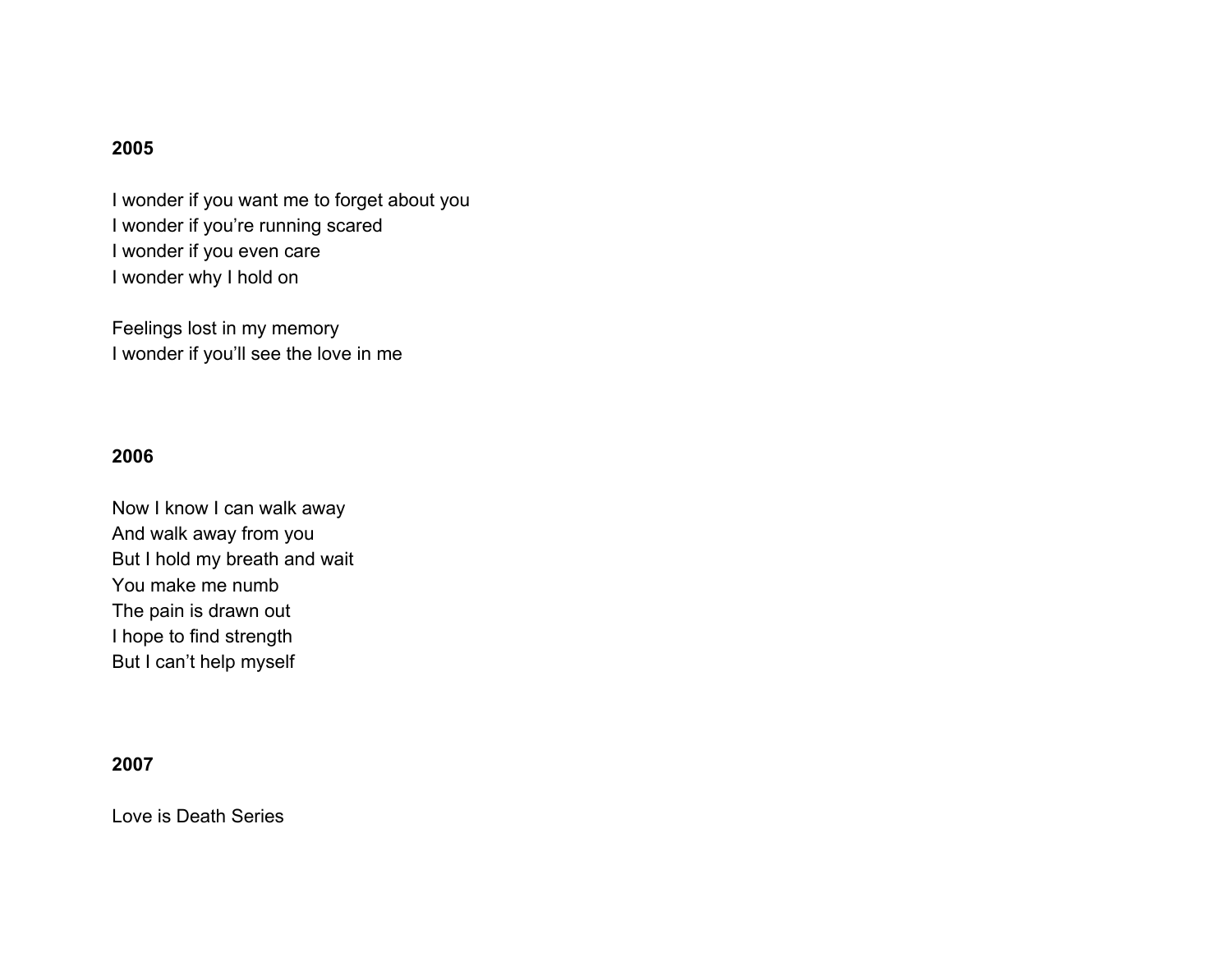**2005**

I wonder if you want me to forget about you  
I wonder if you're running scared  
I wonder if you even care  
I wonder why I hold on

Feelings lost in my memory  
I wonder if you'll see the love in me

**2006**

Now I know I can walk away  
And walk away from you  
But I hold my breath and wait  
You make me numb  
The pain is drawn out  
I hope to find strength  
But I can't help myself

**2007**

Love is Death Series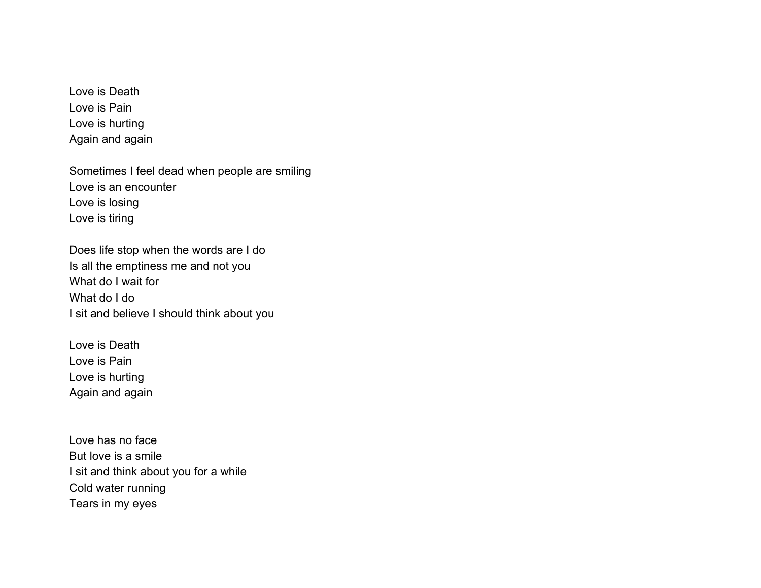Love is Death
Love is Pain
Love is hurting
Again and again

Sometimes I feel dead when people are smiling
Love is an encounter
Love is losing
Love is tiring

Does life stop when the words are I do
Is all the emptiness me and not you
What do I wait for
What do I do
I sit and believe I should think about you

Love is Death
Love is Pain
Love is hurting
Again and again

Love has no face
But love is a smile
I sit and think about you for a while
Cold water running
Tears in my eyes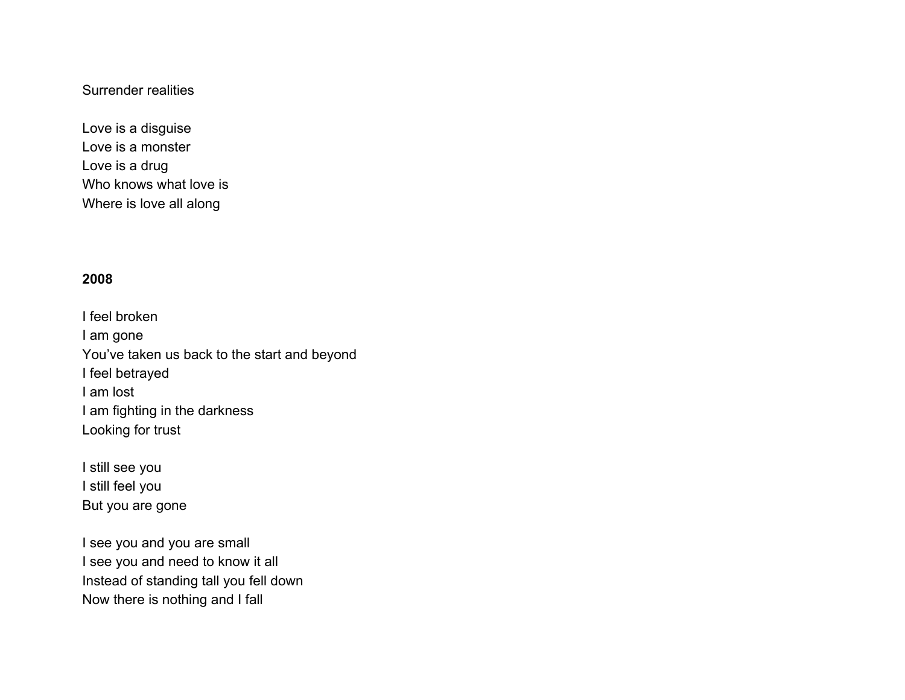Surrender realities

Love is a disguise  
Love is a monster  
Love is a drug  
Who knows what love is  
Where is love all along

**2008**

I feel broken  
I am gone  
You've taken us back to the start and beyond  
I feel betrayed  
I am lost  
I am fighting in the darkness  
Looking for trust

I still see you  
I still feel you  
But you are gone

I see you and you are small  
I see you and need to know it all  
Instead of standing tall you fell down  
Now there is nothing and I fall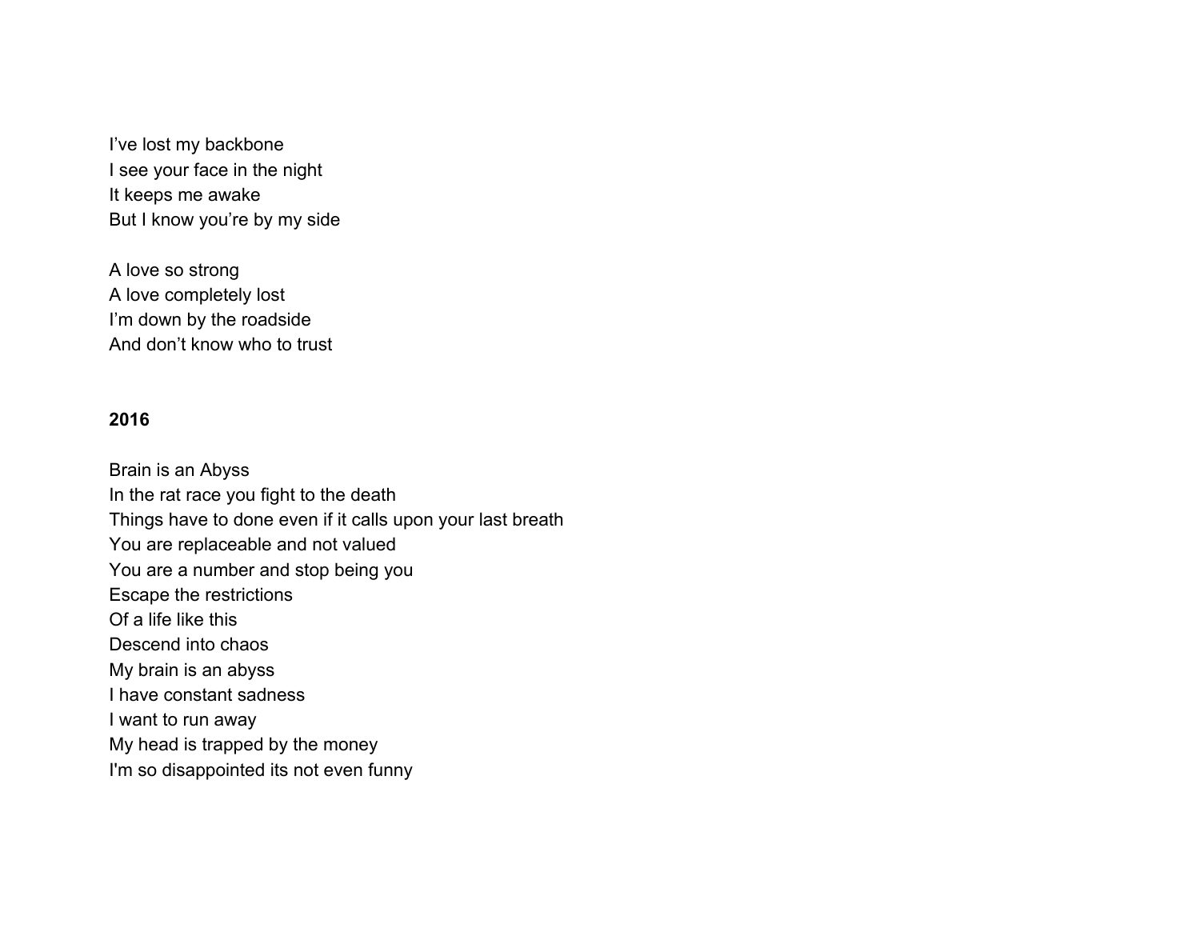I've lost my backbone  
I see your face in the night  
It keeps me awake  
But I know you're by my side

A love so strong  
A love completely lost  
I'm down by the roadside  
And don't know who to trust

**2016**

Brain is an Abyss  
In the rat race you fight to the death  
Things have to done even if it calls upon your last breath  
You are replaceable and not valued  
You are a number and stop being you  
Escape the restrictions  
Of a life like this  
Descend into chaos  
My brain is an abyss  
I have constant sadness  
I want to run away  
My head is trapped by the money  
I'm so disappointed its not even funny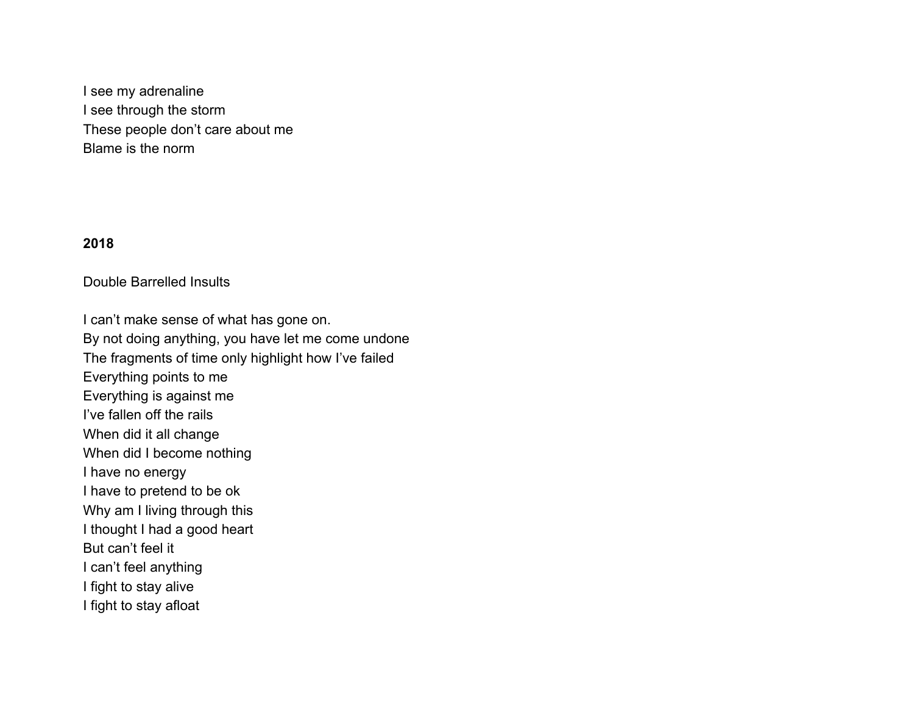I see my adrenaline
I see through the storm
These people don't care about me
Blame is the norm

**2018**

Double Barrelled Insults

I can't make sense of what has gone on.
By not doing anything, you have let me come undone
The fragments of time only highlight how I've failed
Everything points to me
Everything is against me
I've fallen off the rails
When did it all change
When did I become nothing
I have no energy
I have to pretend to be ok
Why am I living through this
I thought I had a good heart
But can't feel it
I can't feel anything
I fight to stay alive
I fight to stay afloat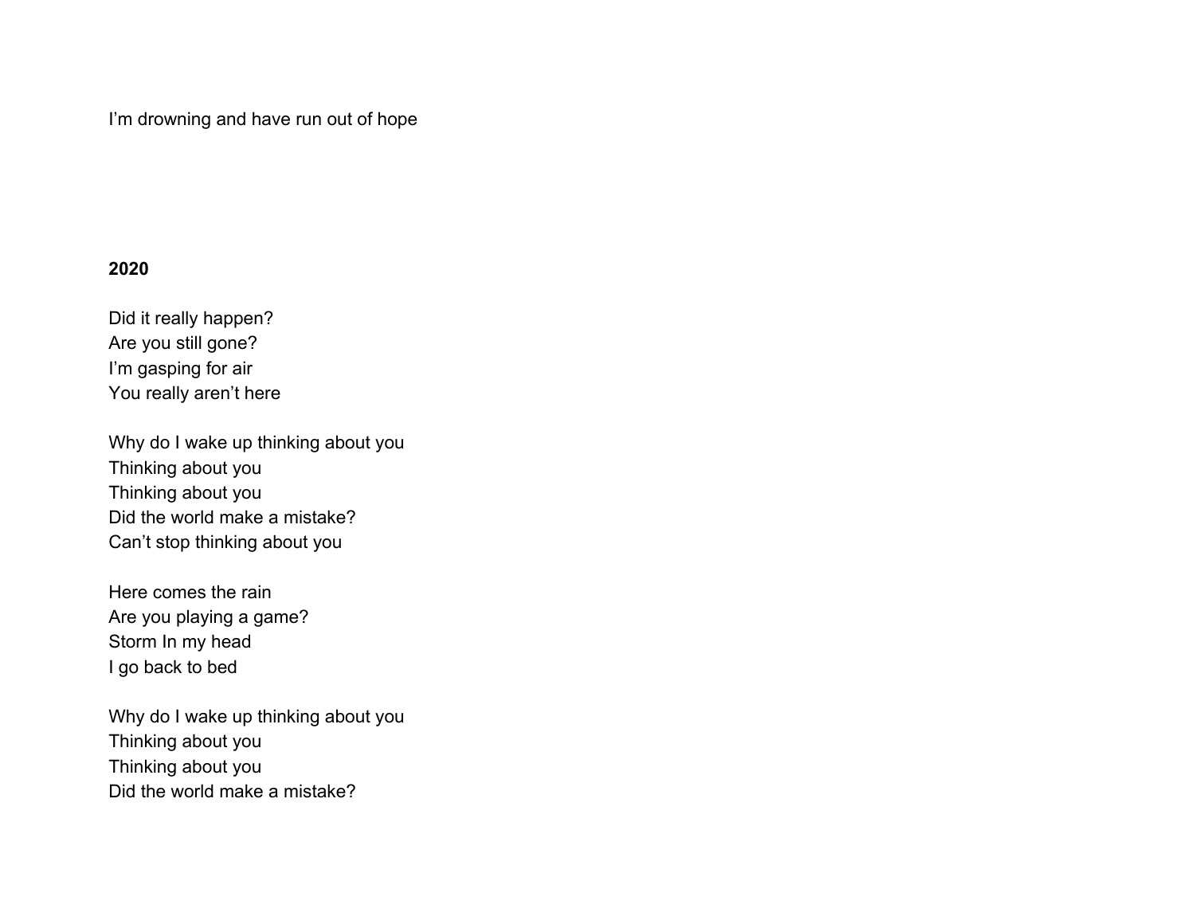I’m drowning and have run out of hope

**2020**

Did it really happen?
Are you still gone?
I’m gasping for air
You really aren’t here

Why do I wake up thinking about you
Thinking about you
Thinking about you
Did the world make a mistake?
Can’t stop thinking about you

Here comes the rain
Are you playing a game?
Storm In my head
I go back to bed

Why do I wake up thinking about you
Thinking about you
Thinking about you
Did the world make a mistake?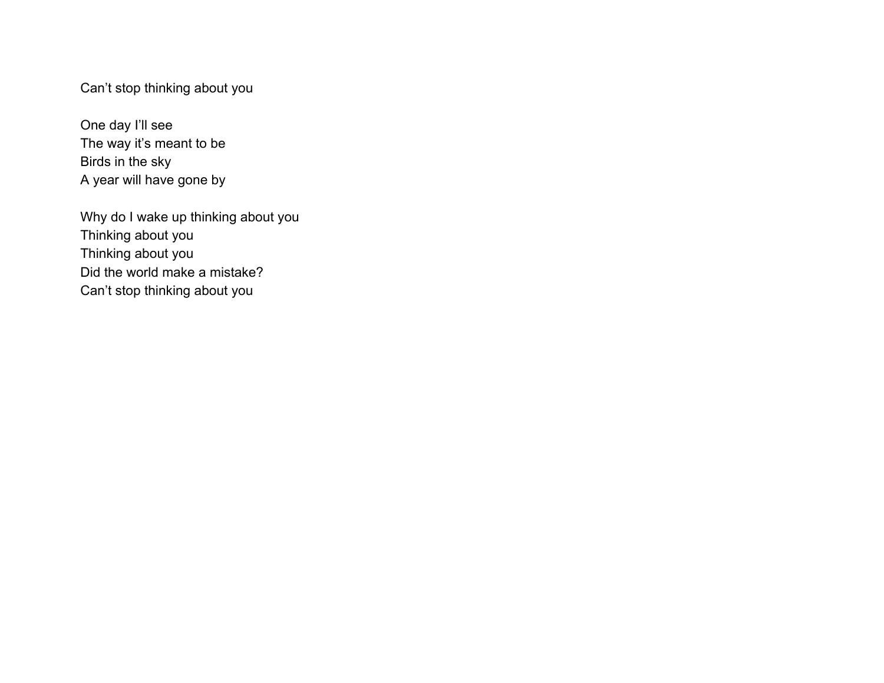Can’t stop thinking about you

One day I’ll see  
The way it’s meant to be  
Birds in the sky  
A year will have gone by

Why do I wake up thinking about you  
Thinking about you  
Thinking about you  
Did the world make a mistake?  
Can’t stop thinking about you